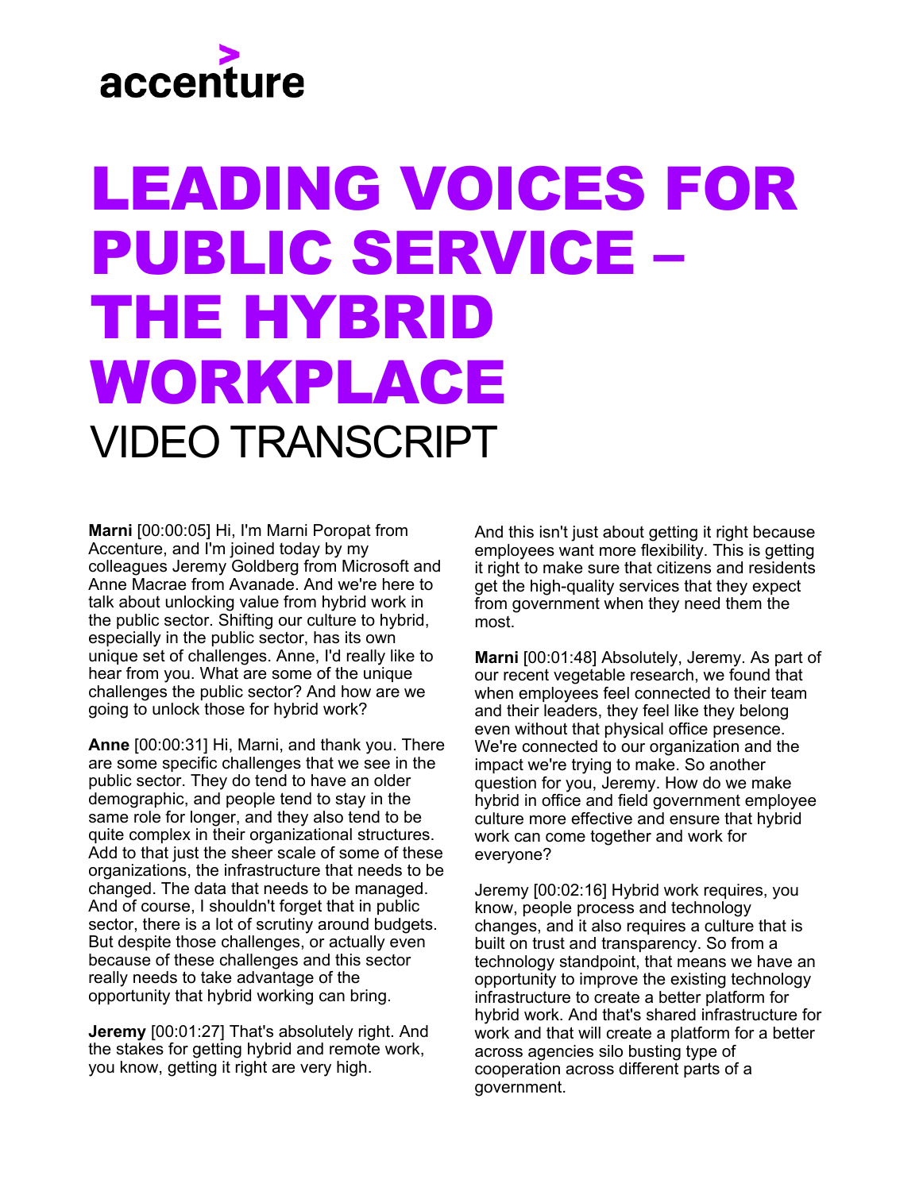# LEADING VOICES FOR PUBLIC SERVICE – THE HYBRID WORKPLACE

## VIDEO TRANSCRIPT

**Marni** [00:00:05] Hi, I'm Marni Poropat from Accenture, and I'm joined today by my colleagues Jeremy Goldberg from Microsoft and Anne Macrae from Avanade. And we're here to talk about unlocking value from hybrid work in the public sector. Shifting our culture to hybrid, especially in the public sector, has its own unique set of challenges. Anne, I'd really like to hear from you. What are some of the unique challenges the public sector? And how are we going to unlock those for hybrid work?

**Anne** [00:00:31] Hi, Marni, and thank you. There are some specific challenges that we see in the public sector. They do tend to have an older demographic, and people tend to stay in the same role for longer, and they also tend to be quite complex in their organizational structures. Add to that just the sheer scale of some of these organizations, the infrastructure that needs to be changed. The data that needs to be managed. And of course, I shouldn't forget that in public sector, there is a lot of scrutiny around budgets. But despite those challenges, or actually even because of these challenges and this sector really needs to take advantage of the opportunity that hybrid working can bring.

**Jeremy** [00:01:27] That's absolutely right. And the stakes for getting hybrid and remote work, you know, getting it right are very high. And this isn't just about getting it right because employees want more flexibility. This is getting it right to make sure that citizens and residents get the high-quality services that they expect from government when they need them the most.

**Marni** [00:01:48] Absolutely, Jeremy. As part of our recent vegetable research, we found that when employees feel connected to their team and their leaders, they feel like they belong even without that physical office presence. We're connected to our organization and the impact we're trying to make. So another question for you, Jeremy. How do we make hybrid in office and field government employee culture more effective and ensure that hybrid work can come together and work for everyone?

Jeremy [00:02:16] Hybrid work requires, you know, people process and technology changes, and it also requires a culture that is built on trust and transparency. So from a technology standpoint, that means we have an opportunity to improve the existing technology infrastructure to create a better platform for hybrid work. And that's shared infrastructure for work and that will create a platform for a better across agencies silo busting type of cooperation across different parts of a government.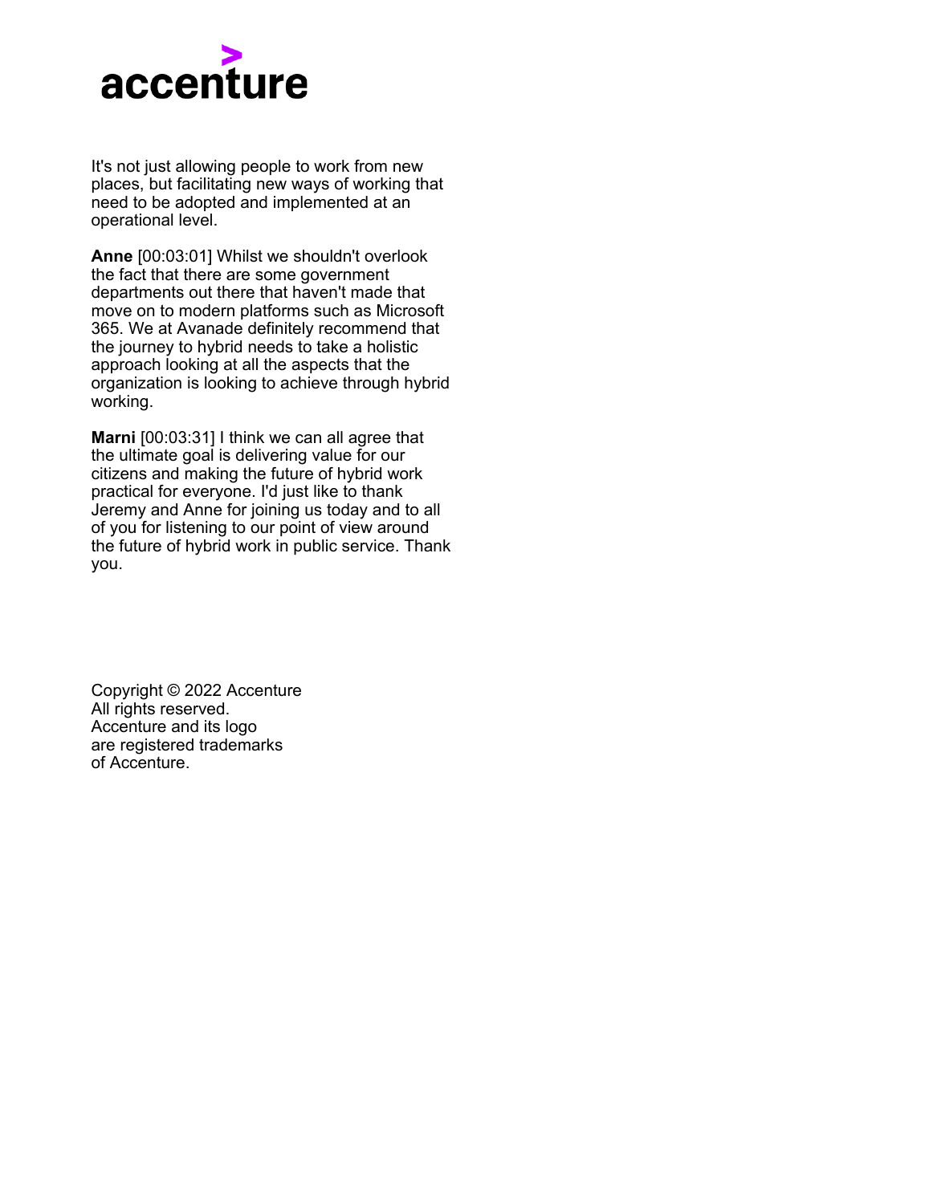It's not just allowing people to work from new places, but facilitating new ways of working that need to be adopted and implemented at an operational level.

**Anne** [00:03:01] Whilst we shouldn't overlook the fact that there are some government departments out there that haven't made that move on to modern platforms such as Microsoft 365. We at Avanade definitely recommend that the journey to hybrid needs to take a holistic approach looking at all the aspects that the organization is looking to achieve through hybrid working.

**Marni** [00:03:31] I think we can all agree that the ultimate goal is delivering value for our citizens and making the future of hybrid work practical for everyone. I'd just like to thank Jeremy and Anne for joining us today and to all of you for listening to our point of view around the future of hybrid work in public service. Thank you.

Copyright © 2022 Accenture
All rights reserved.
Accenture and its logo are registered trademarks of Accenture.